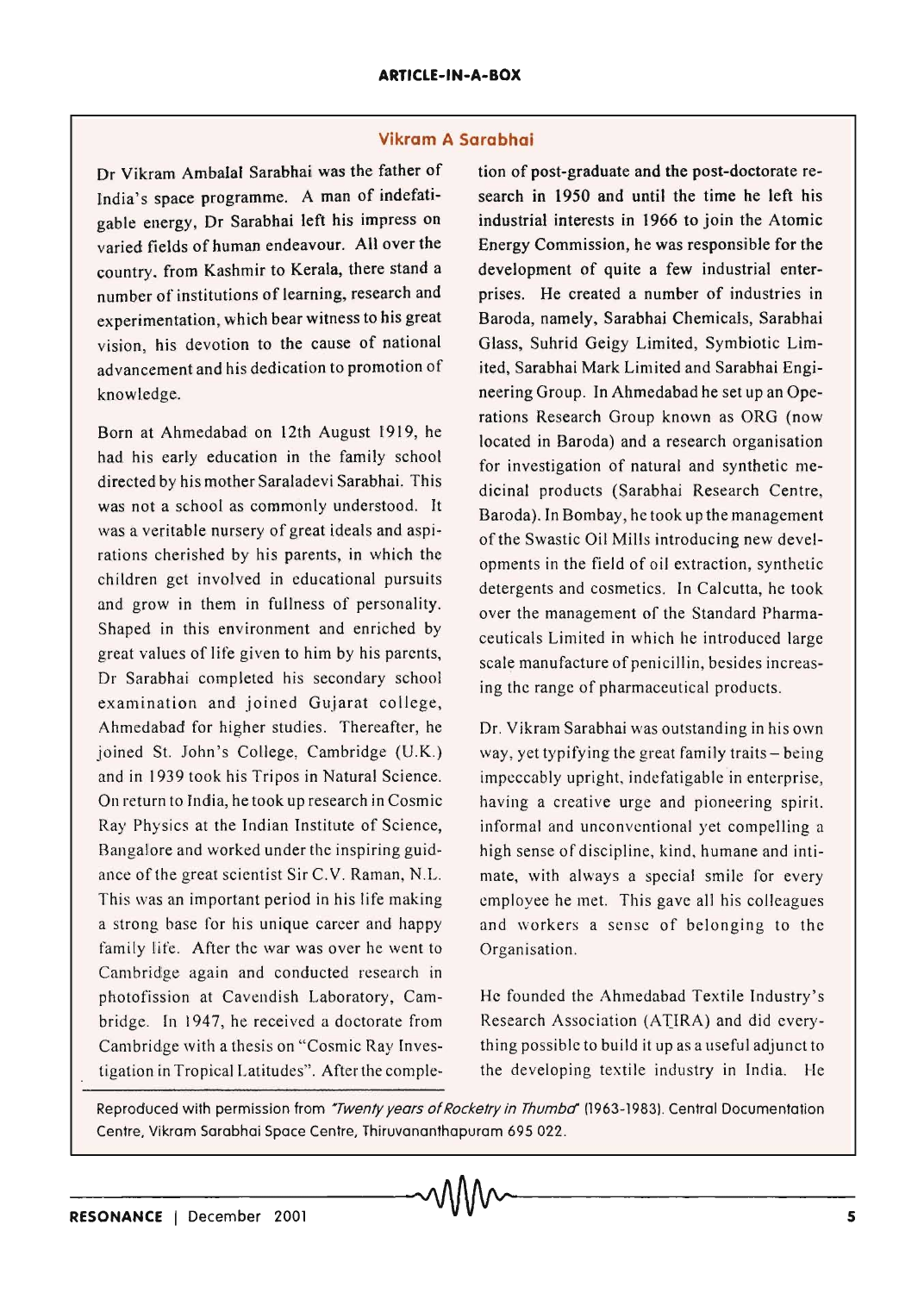## Vikram A Sarabhai

Dr Vikram Ambalal Sarabhai was the father of India's space programme. A man of indefatigable energy, Dr Sarabhai left his impress on varied fields of human endeavour. All over the country, from Kashmir to Kerala, there stand a number of institutions of learning, research and experimentation, which bear witness to his great vision, his devotion to the cause of national advancement and his dedication to promotion of knowledge.

Born at Ahmedabad on 12th August 1919, he had his early education in the family school directed by his mother Saraladevi Sarabhai. This was not a school as commonly understood. It was a veritable nursery of great ideals and aspirations cherished by his parents, in which the children get involved in educational pursuits and grow in them in fullness of personality. Shaped in this environment and enriched by great values of life given to him by his parents, Dr Sarabhai completed his secondary school examination and joined Gujarat college, Ahmedabad for higher studies. Thereafter, he joined St. John's College, Cambridge (U.K.) and in 1939 took his Tripos in Natural Science. On return to India, he took up research in Cosmic Ray Physics at the Indian Institute of Science, Bangalore and worked under the inspiring guidance of the great scientist Sir C.V. Raman, N.L. This was an important period in his life making a strong base for his unique career and happy family life. After the war was over he went to Cambridge again and conducted research in photofission at Cavendish Laboratory, Cambridge. In 1947, he received a doctorate from Cambridge with a thesis on "Cosmic Ray Investigation in Tropical Latitudes". After the completion of post-graduate and the post-doctorate research in 1950 and until the time he left his industrial interests in 1966 to join the Atomic Energy Commission, he was responsible for the development of quite a few industrial enterprises. He created a number of industries in Baroda, namely, Sarabhai Chemicals, Sarabhai Glass, Suhrid Geigy Limited, Symbiotic Limited, Sarabhai Mark Limited and Sarabhai Engineering Group. In Ahmedabad he set up an Operations Research Group known as ORG (now located in Baroda) and a research organisation for investigation of natural and synthetic medicinal products (Sarabhai Research Centre, Baroda). In Bombay, he took up the management of the Swastic Oil Mills introducing new developments in the field of oil extraction, synthetic detergents and cosmetics. In Calcutta, he took over the management of the Standard Pharmaceuticals Limited in which he introduced large scale manufacture of penicillin, besides increasing the range of pharmaceutical products.

Dr. Vikram Sarabhai was outstanding in his own way, yet typifying the great family traits – being impeccably upright, indefatigable in enterprise, having a creative urge and pioneering spirit, informal and unconventional yet compelling a high sense of discipline, kind, humane and intimate, with always a special smile for every employee he met. This gave all his colleagues and workers a sense of belonging to the Organisation.

He founded the Ahmedabad Textile Industry's Research Association (ATIRA) and did everything possible to build it up as a useful adjunct to the developing textile industry in India. He

Reproduced with permission from *'Twenty years of Rocketry in Thumba'* (1963-1983). Central Documentation Centre, Vikram Sarabhai Space Centre, Thiruvananthapuram 695 022.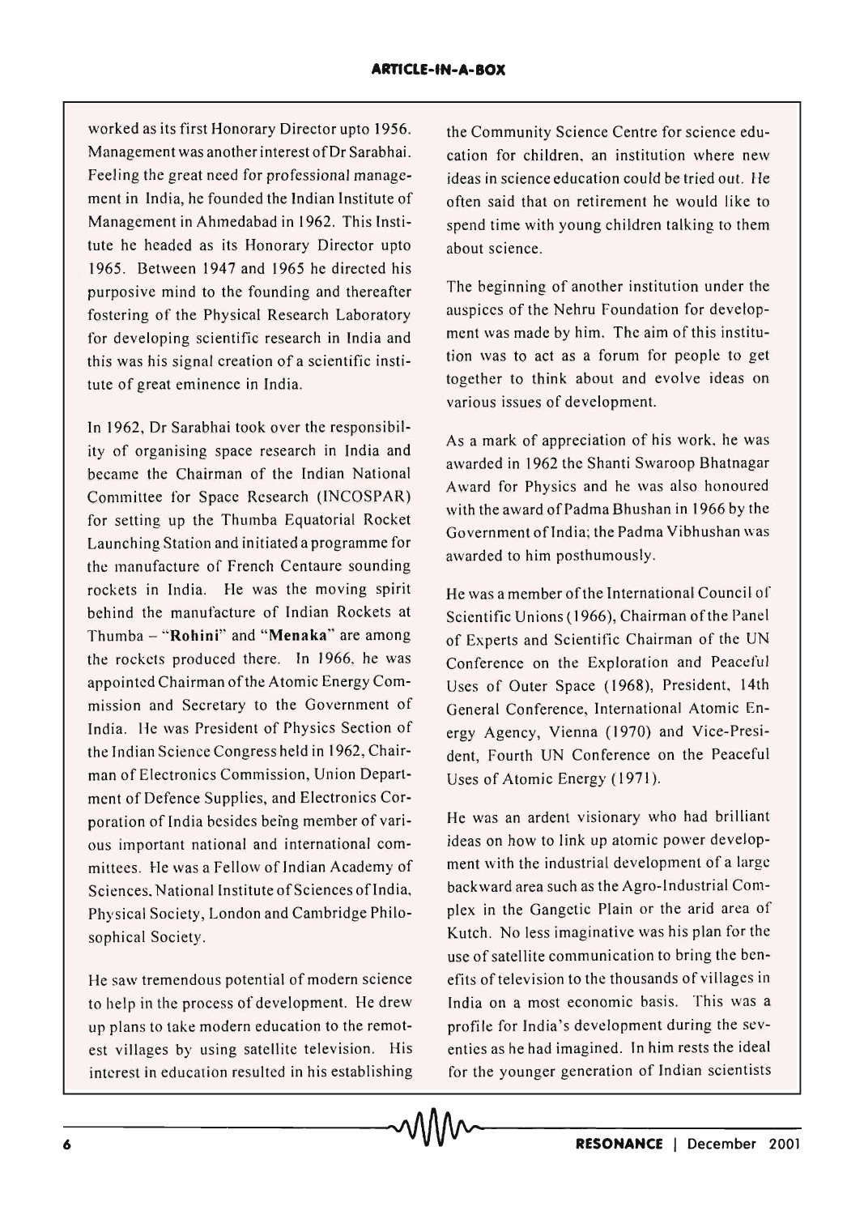worked as its first Honorary Director upto 1956. Management was another interest of Dr Sarabhai. Feeling the great need for professional management in India, he founded the Indian Institute of Management in Ahmedabad in 1962. This Institute he headed as its Honorary Director upto 1965. Between 1947 and 1965 he directed his purposive mind to the founding and thereafter fostering of the Physical Research Laboratory for developing scientific research in India and this was his signal creation of a scientific institute of great eminence in India.

In 1962, Dr Sarabhai took over the responsibility of organising space research in India and became the Chairman of the Indian National Committee for Space Research (INCOSPAR) for setting up the Thumba Equatorial Rocket Launching Station and initiated a programme for the manufacture of French Centaure sounding rockets in India. He was the moving spirit behind the manufacture of Indian Rockets at Thumba – "**Rohini**" and "**Menaka**" are among the rockets produced there. In 1966, he was appointed Chairman of the Atomic Energy Commission and Secretary to the Government of India. He was President of Physics Section of the Indian Science Congress held in 1962, Chairman of Electronics Commission, Union Department of Defence Supplies, and Electronics Corporation of India besides being member of various important national and international committees. He was a Fellow of Indian Academy of Sciences, National Institute of Sciences of India, Physical Society, London and Cambridge Philosophical Society.

He saw tremendous potential of modern science to help in the process of development. He drew up plans to take modern education to the remotest villages by using satellite television. His interest in education resulted in his establishing the Community Science Centre for science education for children, an institution where new ideas in science education could be tried out. He often said that on retirement he would like to spend time with young children talking to them about science.

The beginning of another institution under the auspices of the Nehru Foundation for development was made by him. The aim of this institution was to act as a forum for people to get together to think about and evolve ideas on various issues of development.

As a mark of appreciation of his work, he was awarded in 1962 the Shanti Swaroop Bhatnagar Award for Physics and he was also honoured with the award of Padma Bhushan in 1966 by the Government of India; the Padma Vibhushan was awarded to him posthumously.

He was a member of the International Council of Scientific Unions (1966), Chairman of the Panel of Experts and Scientific Chairman of the UN Conference on the Exploration and Peaceful Uses of Outer Space (1968), President, 14th General Conference, International Atomic Energy Agency, Vienna (1970) and Vice-President, Fourth UN Conference on the Peaceful Uses of Atomic Energy (1971).

He was an ardent visionary who had brilliant ideas on how to link up atomic power development with the industrial development of a large backward area such as the Agro-Industrial Complex in the Gangetic Plain or the arid area of Kutch. No less imaginative was his plan for the use of satellite communication to bring the benefits of television to the thousands of villages in India on a most economic basis. This was a profile for India's development during the seventies as he had imagined. In him rests the ideal for the younger generation of Indian scientists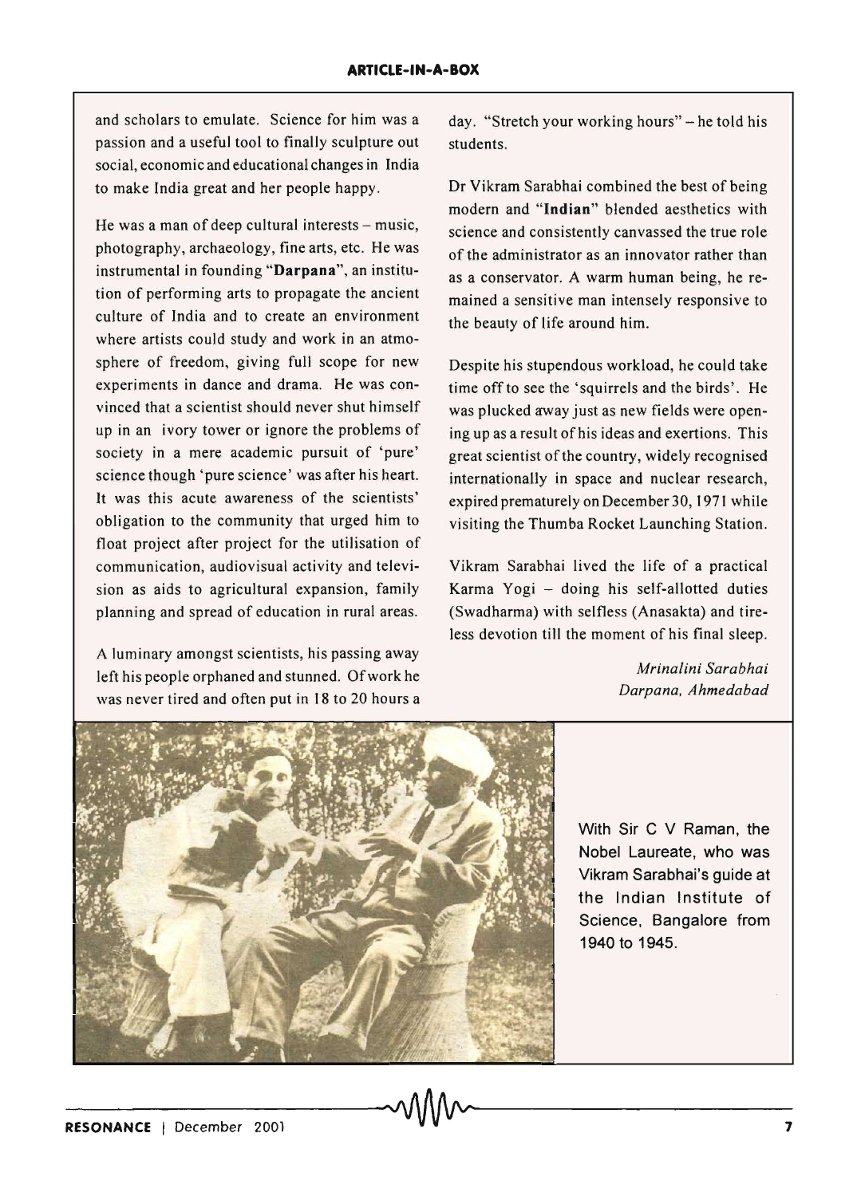and scholars to emulate. Science for him was a passion and a useful tool to finally sculpture out social, economic and educational changes in India to make India great and her people happy.

He was a man of deep cultural interests – music, photography, archaeology, fine arts, etc. He was instrumental in founding "**Darpana**", an institution of performing arts to propagate the ancient culture of India and to create an environment where artists could study and work in an atmosphere of freedom, giving full scope for new experiments in dance and drama. He was convinced that a scientist should never shut himself up in an ivory tower or ignore the problems of society in a mere academic pursuit of 'pure' science though 'pure science' was after his heart. It was this acute awareness of the scientists' obligation to the community that urged him to float project after project for the utilisation of communication, audiovisual activity and television as aids to agricultural expansion, family planning and spread of education in rural areas.

A luminary amongst scientists, his passing away left his people orphaned and stunned. Of work he was never tired and often put in 18 to 20 hours a day. "Stretch your working hours" – he told his students.

Dr Vikram Sarabhai combined the best of being modern and "**Indian**" blended aesthetics with science and consistently canvassed the true role of the administrator as an innovator rather than as a conservator. A warm human being, he remained a sensitive man intensely responsive to the beauty of life around him.

Despite his stupendous workload, he could take time off to see the 'squirrels and the birds'. He was plucked away just as new fields were opening up as a result of his ideas and exertions. This great scientist of the country, widely recognised internationally in space and nuclear research, expired prematurely on December 30, 1971 while visiting the Thumba Rocket Launching Station.

Vikram Sarabhai lived the life of a practical Karma Yogi – doing his self-allotted duties (Swadharma) with selfless (Anasakta) and tireless devotion till the moment of his final sleep.

*Mrinalini Sarabhai*
*Darpana, Ahmedabad*

With Sir C V Raman, the Nobel Laureate, who was Vikram Sarabhai's guide at the Indian Institute of Science, Bangalore from 1940 to 1945.